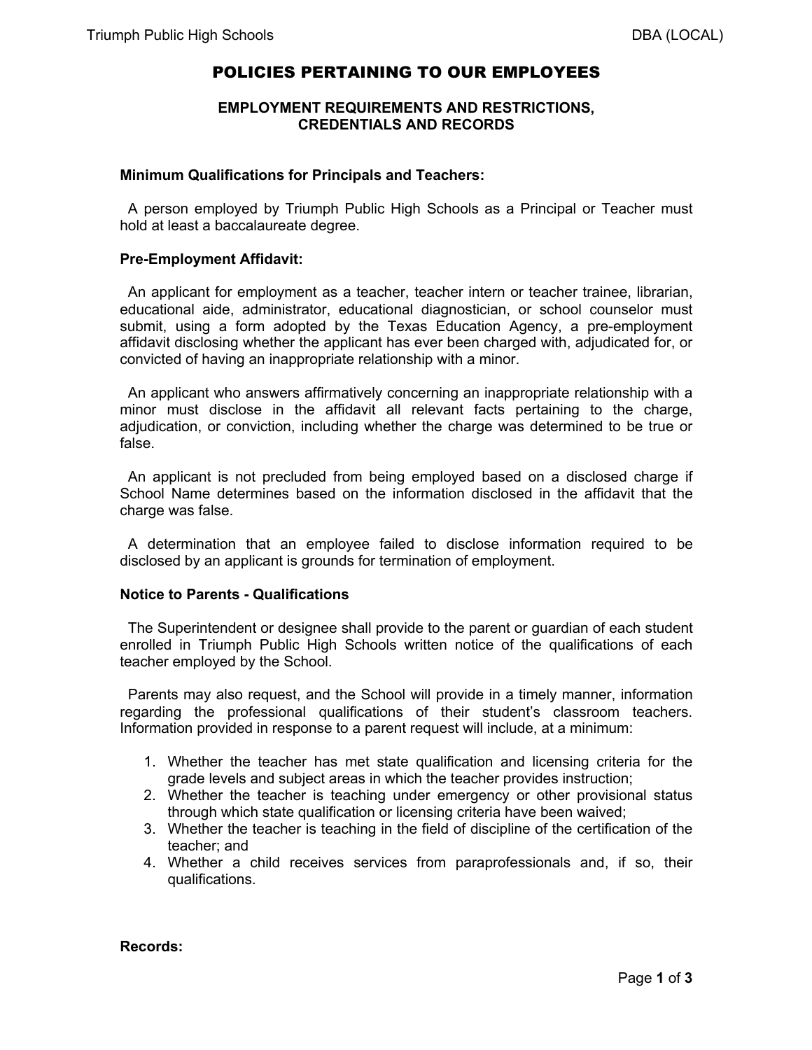# POLICIES PERTAINING TO OUR EMPLOYEES

## EMPLOYMENT REQUIREMENTS AND RESTRICTIONS, CREDENTIALS AND RECORDS

**Minimum Qualifications for Principals and Teachers:**

A person employed by Triumph Public High Schools as a Principal or Teacher must hold at least a baccalaureate degree.

**Pre-Employment Affidavit:**

An applicant for employment as a teacher, teacher intern or teacher trainee, librarian, educational aide, administrator, educational diagnostician, or school counselor must submit, using a form adopted by the Texas Education Agency, a pre-employment affidavit disclosing whether the applicant has ever been charged with, adjudicated for, or convicted of having an inappropriate relationship with a minor.

An applicant who answers affirmatively concerning an inappropriate relationship with a minor must disclose in the affidavit all relevant facts pertaining to the charge, adjudication, or conviction, including whether the charge was determined to be true or false.

An applicant is not precluded from being employed based on a disclosed charge if School Name determines based on the information disclosed in the affidavit that the charge was false.

A determination that an employee failed to disclose information required to be disclosed by an applicant is grounds for termination of employment.

**Notice to Parents - Qualifications**

The Superintendent or designee shall provide to the parent or guardian of each student enrolled in Triumph Public High Schools written notice of the qualifications of each teacher employed by the School.

Parents may also request, and the School will provide in a timely manner, information regarding the professional qualifications of their student's classroom teachers. Information provided in response to a parent request will include, at a minimum:

1. Whether the teacher has met state qualification and licensing criteria for the grade levels and subject areas in which the teacher provides instruction;
2. Whether the teacher is teaching under emergency or other provisional status through which state qualification or licensing criteria have been waived;
3. Whether the teacher is teaching in the field of discipline of the certification of the teacher; and
4. Whether a child receives services from paraprofessionals and, if so, their qualifications.

**Records:**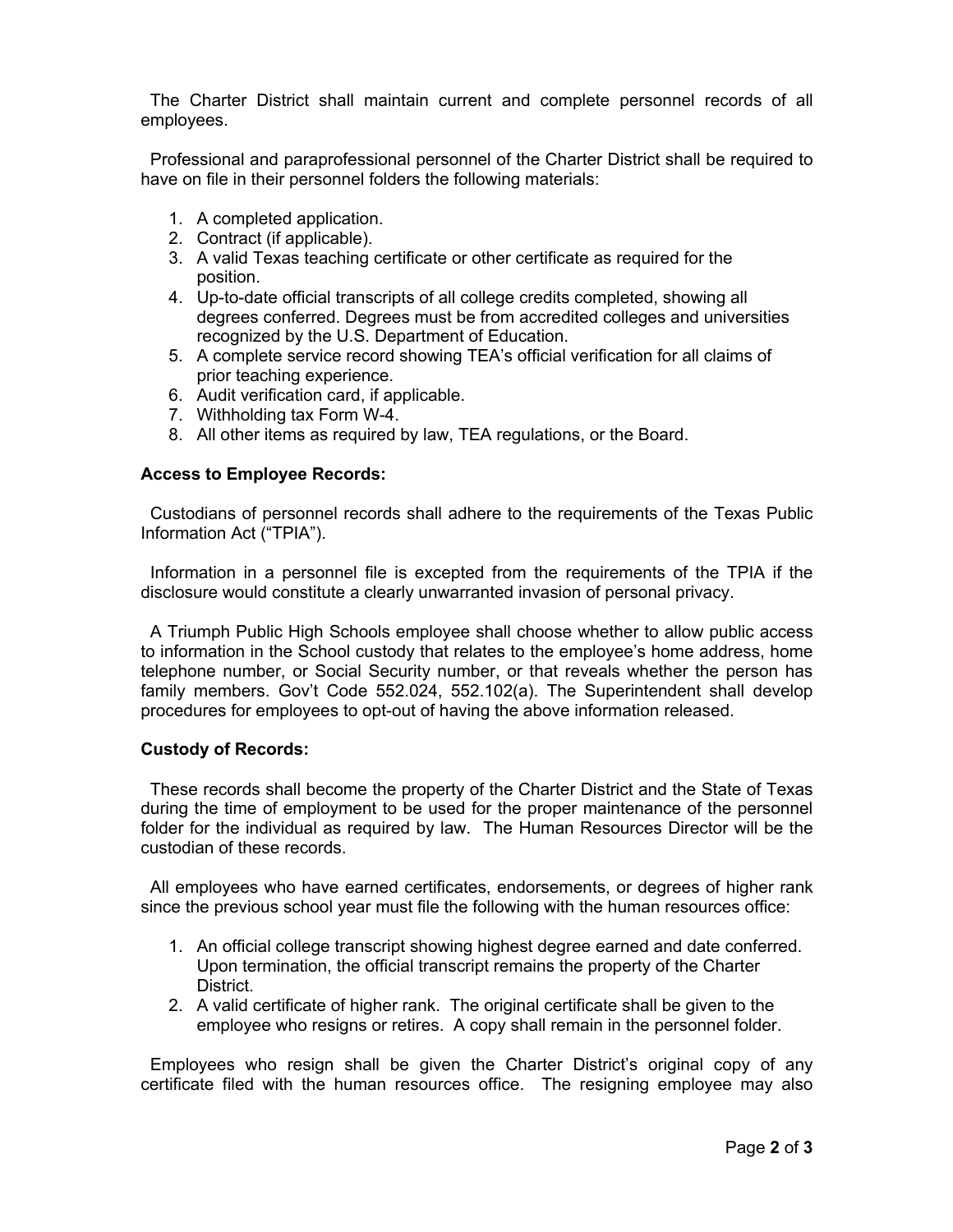The Charter District shall maintain current and complete personnel records of all employees.

Professional and paraprofessional personnel of the Charter District shall be required to have on file in their personnel folders the following materials:

1. A completed application.
2. Contract (if applicable).
3. A valid Texas teaching certificate or other certificate as required for the position.
4. Up-to-date official transcripts of all college credits completed, showing all degrees conferred. Degrees must be from accredited colleges and universities recognized by the U.S. Department of Education.
5. A complete service record showing TEA's official verification for all claims of prior teaching experience.
6. Audit verification card, if applicable.
7. Withholding tax Form W-4.
8. All other items as required by law, TEA regulations, or the Board.

**Access to Employee Records:**

Custodians of personnel records shall adhere to the requirements of the Texas Public Information Act ("TPIA").

Information in a personnel file is excepted from the requirements of the TPIA if the disclosure would constitute a clearly unwarranted invasion of personal privacy.

A Triumph Public High Schools employee shall choose whether to allow public access to information in the School custody that relates to the employee's home address, home telephone number, or Social Security number, or that reveals whether the person has family members. Gov't Code 552.024, 552.102(a). The Superintendent shall develop procedures for employees to opt-out of having the above information released.

**Custody of Records:**

These records shall become the property of the Charter District and the State of Texas during the time of employment to be used for the proper maintenance of the personnel folder for the individual as required by law. The Human Resources Director will be the custodian of these records.

All employees who have earned certificates, endorsements, or degrees of higher rank since the previous school year must file the following with the human resources office:

1. An official college transcript showing highest degree earned and date conferred. Upon termination, the official transcript remains the property of the Charter District.
2. A valid certificate of higher rank. The original certificate shall be given to the employee who resigns or retires. A copy shall remain in the personnel folder.

Employees who resign shall be given the Charter District's original copy of any certificate filed with the human resources office. The resigning employee may also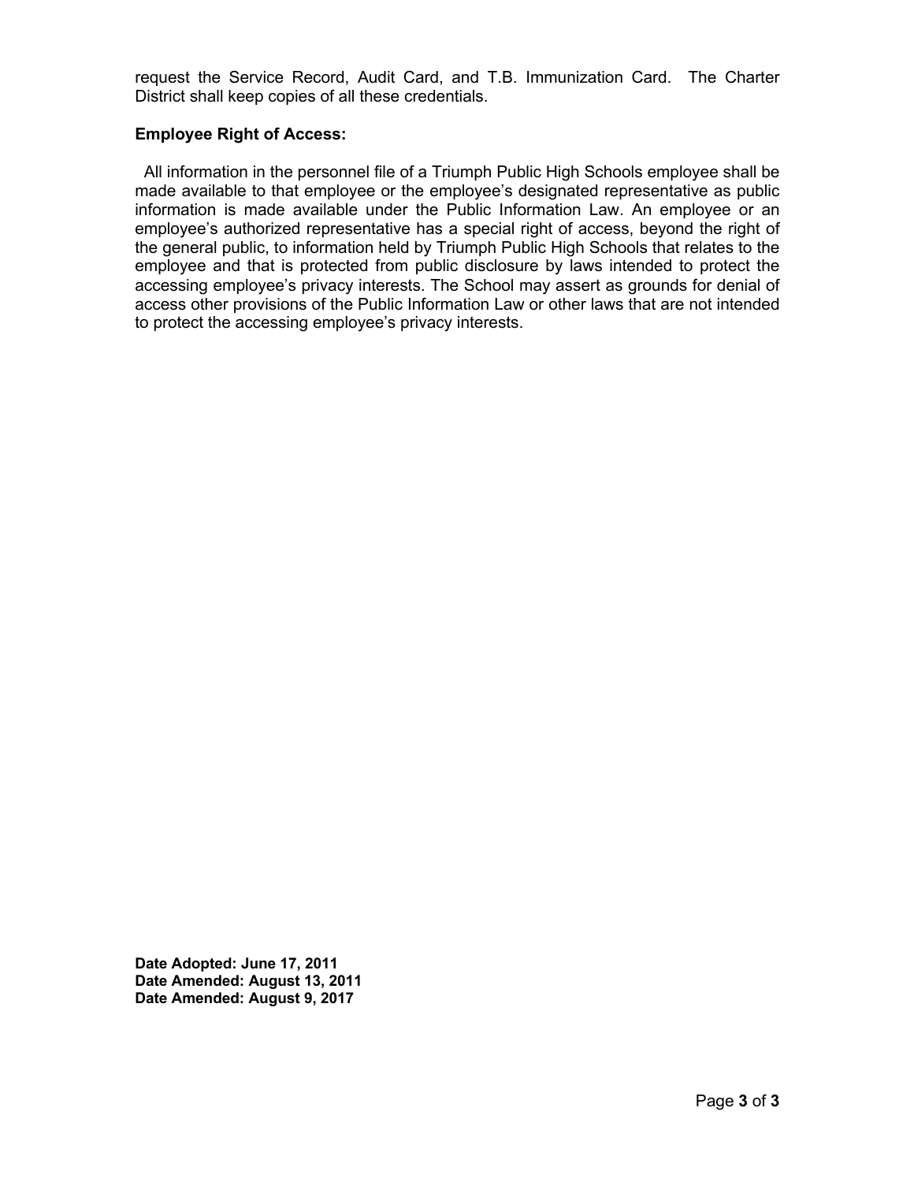request the Service Record, Audit Card, and T.B. Immunization Card. The Charter District shall keep copies of all these credentials.

**Employee Right of Access:**

All information in the personnel file of a Triumph Public High Schools employee shall be made available to that employee or the employee's designated representative as public information is made available under the Public Information Law. An employee or an employee's authorized representative has a special right of access, beyond the right of the general public, to information held by Triumph Public High Schools that relates to the employee and that is protected from public disclosure by laws intended to protect the accessing employee's privacy interests. The School may assert as grounds for denial of access other provisions of the Public Information Law or other laws that are not intended to protect the accessing employee's privacy interests.

**Date Adopted: June 17, 2011**
**Date Amended: August 13, 2011**
**Date Amended: August 9, 2017**